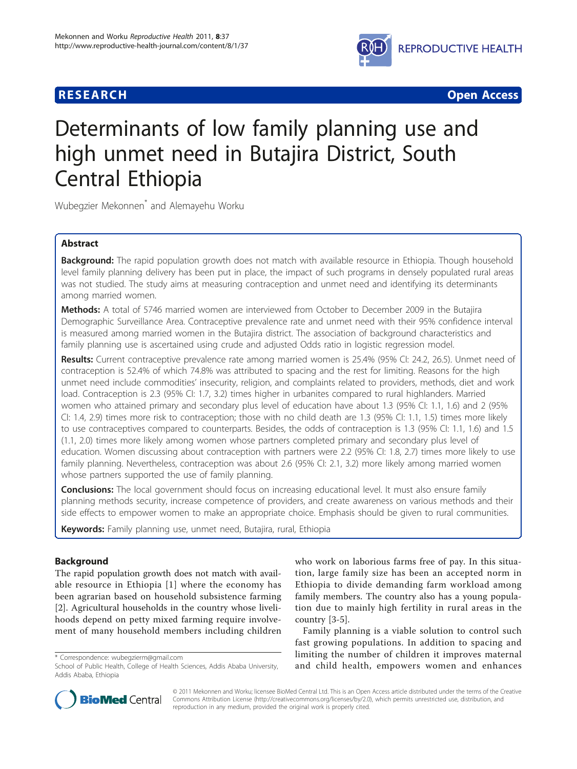**RESEARCH** **Open Access**

# Determinants of low family planning use and high unmet need in Butajira District, South Central Ethiopia

Wubegzier Mekonnen* and Alemayehu Worku

## Abstract

**Background:** The rapid population growth does not match with available resource in Ethiopia. Though household level family planning delivery has been put in place, the impact of such programs in densely populated rural areas was not studied. The study aims at measuring contraception and unmet need and identifying its determinants among married women.

**Methods:** A total of 5746 married women are interviewed from October to December 2009 in the Butajira Demographic Surveillance Area. Contraceptive prevalence rate and unmet need with their 95% confidence interval is measured among married women in the Butajira district. The association of background characteristics and family planning use is ascertained using crude and adjusted Odds ratio in logistic regression model.

**Results:** Current contraceptive prevalence rate among married women is 25.4% (95% CI: 24.2, 26.5). Unmet need of contraception is 52.4% of which 74.8% was attributed to spacing and the rest for limiting. Reasons for the high unmet need include commodities' insecurity, religion, and complaints related to providers, methods, diet and work load. Contraception is 2.3 (95% CI: 1.7, 3.2) times higher in urbanites compared to rural highlanders. Married women who attained primary and secondary plus level of education have about 1.3 (95% CI: 1.1, 1.6) and 2 (95% CI: 1.4, 2.9) times more risk to contraception; those with no child death are 1.3 (95% CI: 1.1, 1.5) times more likely to use contraceptives compared to counterparts. Besides, the odds of contraception is 1.3 (95% CI: 1.1, 1.6) and 1.5 (1.1, 2.0) times more likely among women whose partners completed primary and secondary plus level of education. Women discussing about contraception with partners were 2.2 (95% CI: 1.8, 2.7) times more likely to use family planning. Nevertheless, contraception was about 2.6 (95% CI: 2.1, 3.2) more likely among married women whose partners supported the use of family planning.

**Conclusions:** The local government should focus on increasing educational level. It must also ensure family planning methods security, increase competence of providers, and create awareness on various methods and their side effects to empower women to make an appropriate choice. Emphasis should be given to rural communities.

**Keywords:** Family planning use, unmet need, Butajira, rural, Ethiopia

## Background

The rapid population growth does not match with available resource in Ethiopia [1] where the economy has been agrarian based on household subsistence farming [2]. Agricultural households in the country whose livelihoods depend on petty mixed farming require involvement of many household members including children who work on laborious farms free of pay. In this situation, large family size has been an accepted norm in Ethiopia to divide demanding farm workload among family members. The country also has a young population due to mainly high fertility in rural areas in the country [3-5].

Family planning is a viable solution to control such fast growing populations. In addition to spacing and limiting the number of children it improves maternal and child health, empowers women and enhances

\* Correspondence: wubegzierm@gmail.com
School of Public Health, College of Health Sciences, Addis Ababa University, Addis Ababa, Ethiopia

© 2011 Mekonnen and Worku; licensee BioMed Central Ltd. This is an Open Access article distributed under the terms of the Creative Commons Attribution License (http://creativecommons.org/licenses/by/2.0), which permits unrestricted use, distribution, and reproduction in any medium, provided the original work is properly cited.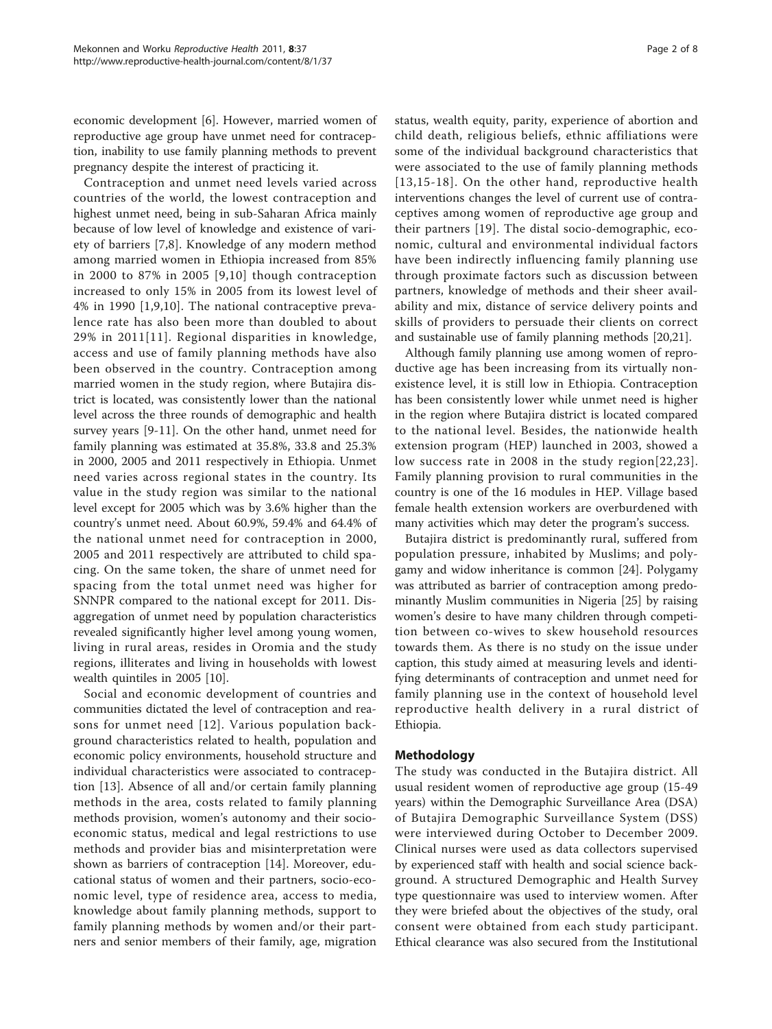economic development [6]. However, married women of reproductive age group have unmet need for contraception, inability to use family planning methods to prevent pregnancy despite the interest of practicing it.

Contraception and unmet need levels varied across countries of the world, the lowest contraception and highest unmet need, being in sub-Saharan Africa mainly because of low level of knowledge and existence of variety of barriers [7,8]. Knowledge of any modern method among married women in Ethiopia increased from 85% in 2000 to 87% in 2005 [9,10] though contraception increased to only 15% in 2005 from its lowest level of 4% in 1990 [1,9,10]. The national contraceptive prevalence rate has also been more than doubled to about 29% in 2011[11]. Regional disparities in knowledge, access and use of family planning methods have also been observed in the country. Contraception among married women in the study region, where Butajira district is located, was consistently lower than the national level across the three rounds of demographic and health survey years [9-11]. On the other hand, unmet need for family planning was estimated at 35.8%, 33.8 and 25.3% in 2000, 2005 and 2011 respectively in Ethiopia. Unmet need varies across regional states in the country. Its value in the study region was similar to the national level except for 2005 which was by 3.6% higher than the country's unmet need. About 60.9%, 59.4% and 64.4% of the national unmet need for contraception in 2000, 2005 and 2011 respectively are attributed to child spacing. On the same token, the share of unmet need for spacing from the total unmet need was higher for SNNPR compared to the national except for 2011. Disaggregation of unmet need by population characteristics revealed significantly higher level among young women, living in rural areas, resides in Oromia and the study regions, illiterates and living in households with lowest wealth quintiles in 2005 [10].

Social and economic development of countries and communities dictated the level of contraception and reasons for unmet need [12]. Various population background characteristics related to health, population and economic policy environments, household structure and individual characteristics were associated to contraception [13]. Absence of all and/or certain family planning methods in the area, costs related to family planning methods provision, women's autonomy and their socioeconomic status, medical and legal restrictions to use methods and provider bias and misinterpretation were shown as barriers of contraception [14]. Moreover, educational status of women and their partners, socio-economic level, type of residence area, access to media, knowledge about family planning methods, support to family planning methods by women and/or their partners and senior members of their family, age, migration status, wealth equity, parity, experience of abortion and child death, religious beliefs, ethnic affiliations were some of the individual background characteristics that were associated to the use of family planning methods [13,15-18]. On the other hand, reproductive health interventions changes the level of current use of contraceptives among women of reproductive age group and their partners [19]. The distal socio-demographic, economic, cultural and environmental individual factors have been indirectly influencing family planning use through proximate factors such as discussion between partners, knowledge of methods and their sheer availability and mix, distance of service delivery points and skills of providers to persuade their clients on correct and sustainable use of family planning methods [20,21].

Although family planning use among women of reproductive age has been increasing from its virtually nonexistence level, it is still low in Ethiopia. Contraception has been consistently lower while unmet need is higher in the region where Butajira district is located compared to the national level. Besides, the nationwide health extension program (HEP) launched in 2003, showed a low success rate in 2008 in the study region[22,23]. Family planning provision to rural communities in the country is one of the 16 modules in HEP. Village based female health extension workers are overburdened with many activities which may deter the program's success.

Butajira district is predominantly rural, suffered from population pressure, inhabited by Muslims; and polygamy and widow inheritance is common [24]. Polygamy was attributed as barrier of contraception among predominantly Muslim communities in Nigeria [25] by raising women's desire to have many children through competition between co-wives to skew household resources towards them. As there is no study on the issue under caption, this study aimed at measuring levels and identifying determinants of contraception and unmet need for family planning use in the context of household level reproductive health delivery in a rural district of Ethiopia.

## Methodology

The study was conducted in the Butajira district. All usual resident women of reproductive age group (15-49 years) within the Demographic Surveillance Area (DSA) of Butajira Demographic Surveillance System (DSS) were interviewed during October to December 2009. Clinical nurses were used as data collectors supervised by experienced staff with health and social science background. A structured Demographic and Health Survey type questionnaire was used to interview women. After they were briefed about the objectives of the study, oral consent were obtained from each study participant. Ethical clearance was also secured from the Institutional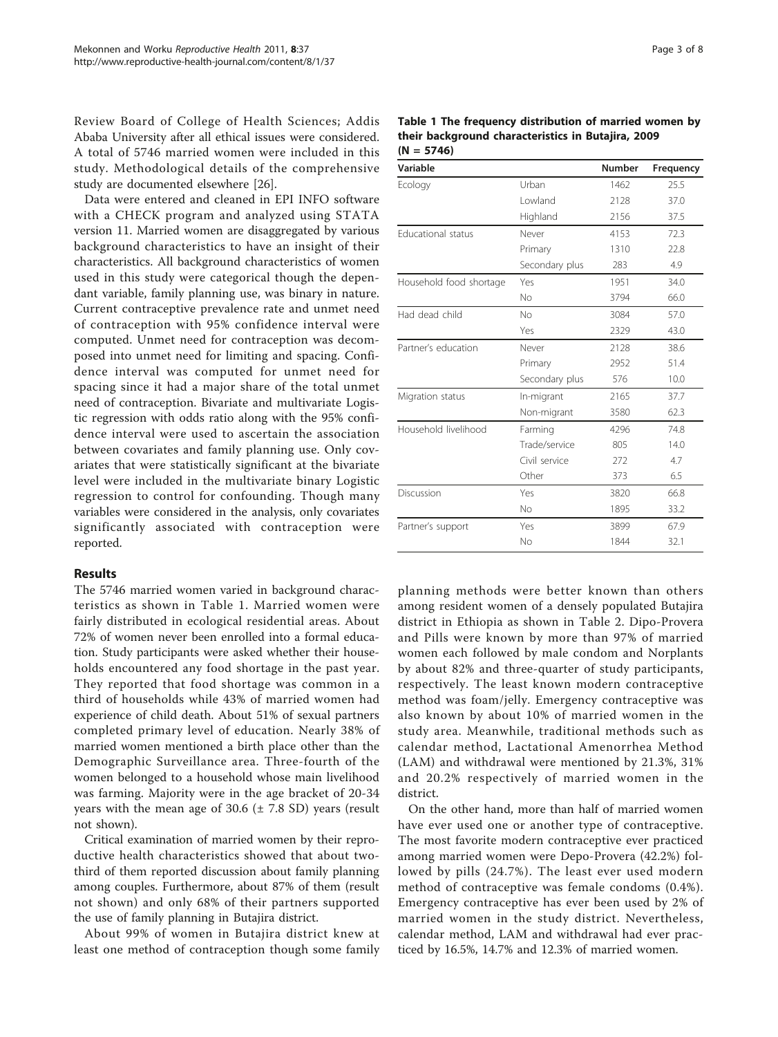Review Board of College of Health Sciences; Addis Ababa University after all ethical issues were considered. A total of 5746 married women were included in this study. Methodological details of the comprehensive study are documented elsewhere [26].

Data were entered and cleaned in EPI INFO software with a CHECK program and analyzed using STATA version 11. Married women are disaggregated by various background characteristics to have an insight of their characteristics. All background characteristics of women used in this study were categorical though the dependant variable, family planning use, was binary in nature. Current contraceptive prevalence rate and unmet need of contraception with 95% confidence interval were computed. Unmet need for contraception was decomposed into unmet need for limiting and spacing. Confidence interval was computed for unmet need for spacing since it had a major share of the total unmet need of contraception. Bivariate and multivariate Logistic regression with odds ratio along with the 95% confidence interval were used to ascertain the association between covariates and family planning use. Only covariates that were statistically significant at the bivariate level were included in the multivariate binary Logistic regression to control for confounding. Though many variables were considered in the analysis, only covariates significantly associated with contraception were reported.

## Results

The 5746 married women varied in background characteristics as shown in Table 1. Married women were fairly distributed in ecological residential areas. About 72% of women never been enrolled into a formal education. Study participants were asked whether their households encountered any food shortage in the past year. They reported that food shortage was common in a third of households while 43% of married women had experience of child death. About 51% of sexual partners completed primary level of education. Nearly 38% of married women mentioned a birth place other than the Demographic Surveillance area. Three-fourth of the women belonged to a household whose main livelihood was farming. Majority were in the age bracket of 20-34 years with the mean age of 30.6 (± 7.8 SD) years (result not shown).

Critical examination of married women by their reproductive health characteristics showed that about two-third of them reported discussion about family planning among couples. Furthermore, about 87% of them (result not shown) and only 68% of their partners supported the use of family planning in Butajira district.

About 99% of women in Butajira district knew at least one method of contraception though some family planning methods were better known than others among resident women of a densely populated Butajira district in Ethiopia as shown in Table 2. Dipo-Provera and Pills were known by more than 97% of married women each followed by male condom and Norplants by about 82% and three-quarter of study participants, respectively. The least known modern contraceptive method was foam/jelly. Emergency contraceptive was also known by about 10% of married women in the study area. Meanwhile, traditional methods such as calendar method, Lactational Amenorrhea Method (LAM) and withdrawal were mentioned by 21.3%, 31% and 20.2% respectively of married women in the district.

On the other hand, more than half of married women have ever used one or another type of contraceptive. The most favorite modern contraceptive ever practiced among married women were Depo-Provera (42.2%) followed by pills (24.7%). The least ever used modern method of contraceptive was female condoms (0.4%). Emergency contraceptive has ever been used by 2% of married women in the study district. Nevertheless, calendar method, LAM and withdrawal had ever practiced by 16.5%, 14.7% and 12.3% of married women.

**Table 1 The frequency distribution of married women by their background characteristics in Butajira, 2009 (N = 5746)**

| Variable | | Number | Frequency |
|---|---|---|---|
| Ecology | Urban | 1462 | 25.5 |
| | Lowland | 2128 | 37.0 |
| | Highland | 2156 | 37.5 |
| Educational status | Never | 4153 | 72.3 |
| | Primary | 1310 | 22.8 |
| | Secondary plus | 283 | 4.9 |
| Household food shortage | Yes | 1951 | 34.0 |
| | No | 3794 | 66.0 |
| Had dead child | No | 3084 | 57.0 |
| | Yes | 2329 | 43.0 |
| Partner's education | Never | 2128 | 38.6 |
| | Primary | 2952 | 51.4 |
| | Secondary plus | 576 | 10.0 |
| Migration status | In-migrant | 2165 | 37.7 |
| | Non-migrant | 3580 | 62.3 |
| Household livelihood | Farming | 4296 | 74.8 |
| | Trade/service | 805 | 14.0 |
| | Civil service | 272 | 4.7 |
| | Other | 373 | 6.5 |
| Discussion | Yes | 3820 | 66.8 |
| | No | 1895 | 33.2 |
| Partner's support | Yes | 3899 | 67.9 |
| | No | 1844 | 32.1 |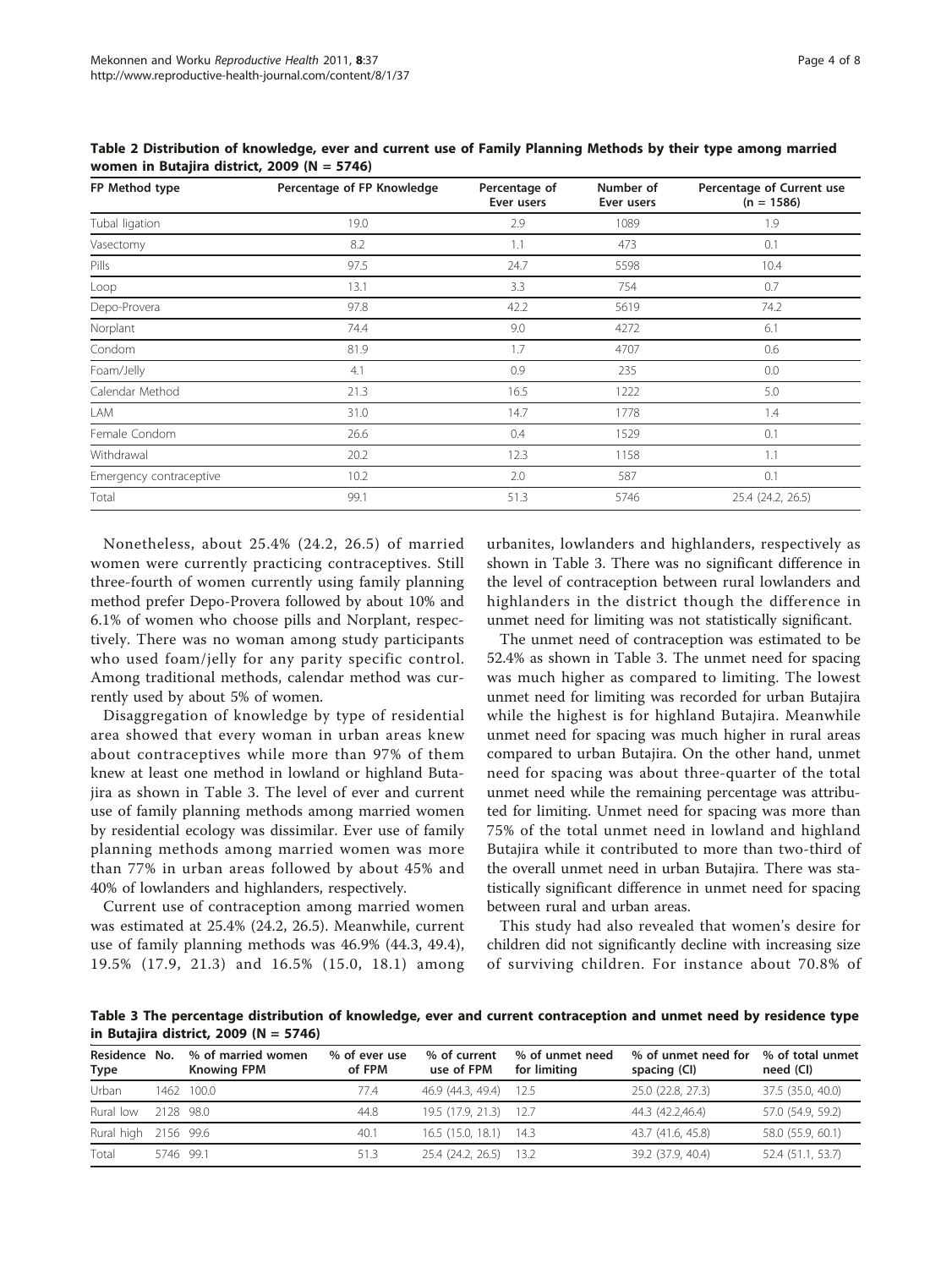**Table 2 Distribution of knowledge, ever and current use of Family Planning Methods by their type among married women in Butajira district, 2009 (N = 5746)**

| FP Method type | Percentage of FP Knowledge | Percentage of Ever users | Number of Ever users | Percentage of Current use (n = 1586) |
|---|---|---|---|---|
| Tubal ligation | 19.0 | 2.9 | 1089 | 1.9 |
| Vasectomy | 8.2 | 1.1 | 473 | 0.1 |
| Pills | 97.5 | 24.7 | 5598 | 10.4 |
| Loop | 13.1 | 3.3 | 754 | 0.7 |
| Depo-Provera | 97.8 | 42.2 | 5619 | 74.2 |
| Norplant | 74.4 | 9.0 | 4272 | 6.1 |
| Condom | 81.9 | 1.7 | 4707 | 0.6 |
| Foam/Jelly | 4.1 | 0.9 | 235 | 0.0 |
| Calendar Method | 21.3 | 16.5 | 1222 | 5.0 |
| LAM | 31.0 | 14.7 | 1778 | 1.4 |
| Female Condom | 26.6 | 0.4 | 1529 | 0.1 |
| Withdrawal | 20.2 | 12.3 | 1158 | 1.1 |
| Emergency contraceptive | 10.2 | 2.0 | 587 | 0.1 |
| Total | 99.1 | 51.3 | 5746 | 25.4 (24.2, 26.5) |

Nonetheless, about 25.4% (24.2, 26.5) of married women were currently practicing contraceptives. Still three-fourth of women currently using family planning method prefer Depo-Provera followed by about 10% and 6.1% of women who choose pills and Norplant, respectively. There was no woman among study participants who used foam/jelly for any parity specific control. Among traditional methods, calendar method was currently used by about 5% of women.

Disaggregation of knowledge by type of residential area showed that every woman in urban areas knew about contraceptives while more than 97% of them knew at least one method in lowland or highland Butajira as shown in Table 3. The level of ever and current use of family planning methods among married women by residential ecology was dissimilar. Ever use of family planning methods among married women was more than 77% in urban areas followed by about 45% and 40% of lowlanders and highlanders, respectively.

Current use of contraception among married women was estimated at 25.4% (24.2, 26.5). Meanwhile, current use of family planning methods was 46.9% (44.3, 49.4), 19.5% (17.9, 21.3) and 16.5% (15.0, 18.1) among urbanites, lowlanders and highlanders, respectively as shown in Table 3. There was no significant difference in the level of contraception between rural lowlanders and highlanders in the district though the difference in unmet need for limiting was not statistically significant.

The unmet need of contraception was estimated to be 52.4% as shown in Table 3. The unmet need for spacing was much higher as compared to limiting. The lowest unmet need for limiting was recorded for urban Butajira while the highest is for highland Butajira. Meanwhile unmet need for spacing was much higher in rural areas compared to urban Butajira. On the other hand, unmet need for spacing was about three-quarter of the total unmet need while the remaining percentage was attributed for limiting. Unmet need for spacing was more than 75% of the total unmet need in lowland and highland Butajira while it contributed to more than two-third of the overall unmet need in urban Butajira. There was statistically significant difference in unmet need for spacing between rural and urban areas.

This study had also revealed that women's desire for children did not significantly decline with increasing size of surviving children. For instance about 70.8% of

**Table 3 The percentage distribution of knowledge, ever and current contraception and unmet need by residence type in Butajira district, 2009 (N = 5746)**

| Residence Type | No. | % of married women Knowing FPM | % of ever use of FPM | % of current use of FPM | % of unmet need for limiting | % of unmet need for spacing (CI) | % of total unmet need (CI) |
|---|---|---|---|---|---|---|---|
| Urban | 1462 | 100.0 | 77.4 | 46.9 (44.3, 49.4) | 12.5 | 25.0 (22.8, 27.3) | 37.5 (35.0, 40.0) |
| Rural low | 2128 | 98.0 | 44.8 | 19.5 (17.9, 21.3) | 12.7 | 44.3 (42.2,46.4) | 57.0 (54.9, 59.2) |
| Rural high | 2156 | 99.6 | 40.1 | 16.5 (15.0, 18.1) | 14.3 | 43.7 (41.6, 45.8) | 58.0 (55.9, 60.1) |
| Total | 5746 | 99.1 | 51.3 | 25.4 (24.2, 26.5) | 13.2 | 39.2 (37.9, 40.4) | 52.4 (51.1, 53.7) |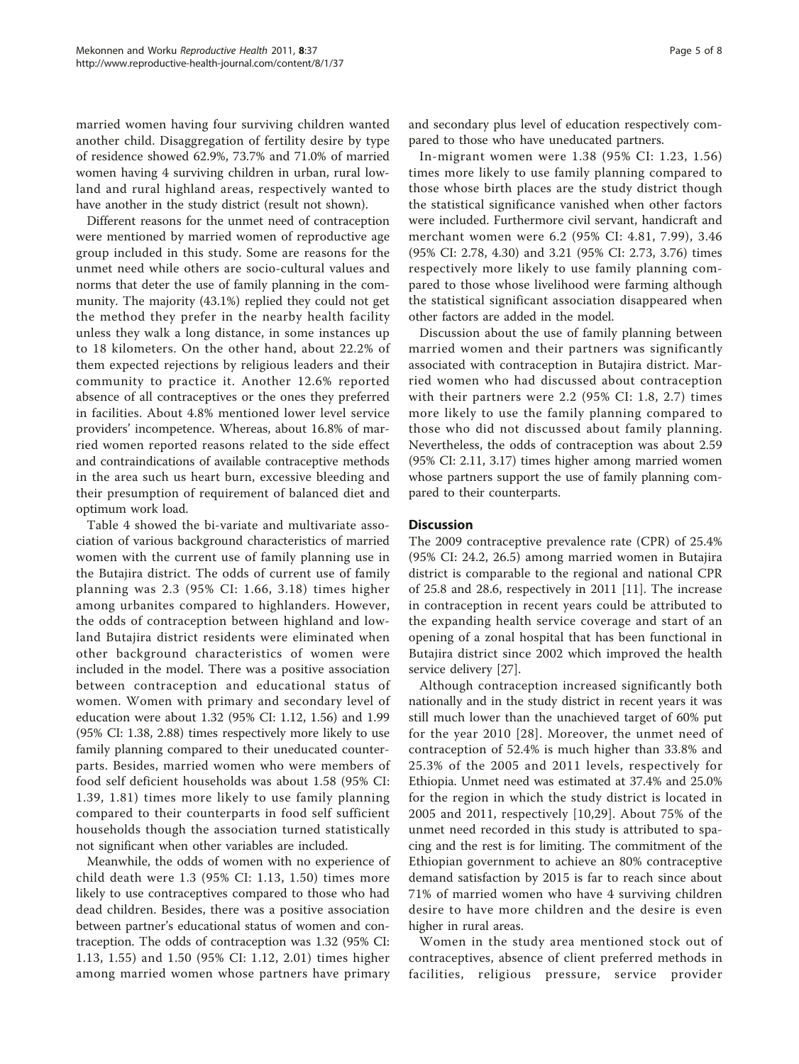married women having four surviving children wanted another child. Disaggregation of fertility desire by type of residence showed 62.9%, 73.7% and 71.0% of married women having 4 surviving children in urban, rural lowland and rural highland areas, respectively wanted to have another in the study district (result not shown).

Different reasons for the unmet need of contraception were mentioned by married women of reproductive age group included in this study. Some are reasons for the unmet need while others are socio-cultural values and norms that deter the use of family planning in the community. The majority (43.1%) replied they could not get the method they prefer in the nearby health facility unless they walk a long distance, in some instances up to 18 kilometers. On the other hand, about 22.2% of them expected rejections by religious leaders and their community to practice it. Another 12.6% reported absence of all contraceptives or the ones they preferred in facilities. About 4.8% mentioned lower level service providers' incompetence. Whereas, about 16.8% of married women reported reasons related to the side effect and contraindications of available contraceptive methods in the area such us heart burn, excessive bleeding and their presumption of requirement of balanced diet and optimum work load.

Table 4 showed the bi-variate and multivariate association of various background characteristics of married women with the current use of family planning use in the Butajira district. The odds of current use of family planning was 2.3 (95% CI: 1.66, 3.18) times higher among urbanites compared to highlanders. However, the odds of contraception between highland and lowland Butajira district residents were eliminated when other background characteristics of women were included in the model. There was a positive association between contraception and educational status of women. Women with primary and secondary level of education were about 1.32 (95% CI: 1.12, 1.56) and 1.99 (95% CI: 1.38, 2.88) times respectively more likely to use family planning compared to their uneducated counterparts. Besides, married women who were members of food self deficient households was about 1.58 (95% CI: 1.39, 1.81) times more likely to use family planning compared to their counterparts in food self sufficient households though the association turned statistically not significant when other variables are included.

Meanwhile, the odds of women with no experience of child death were 1.3 (95% CI: 1.13, 1.50) times more likely to use contraceptives compared to those who had dead children. Besides, there was a positive association between partner's educational status of women and contraception. The odds of contraception was 1.32 (95% CI: 1.13, 1.55) and 1.50 (95% CI: 1.12, 2.01) times higher among married women whose partners have primary and secondary plus level of education respectively compared to those who have uneducated partners.

In-migrant women were 1.38 (95% CI: 1.23, 1.56) times more likely to use family planning compared to those whose birth places are the study district though the statistical significance vanished when other factors were included. Furthermore civil servant, handicraft and merchant women were 6.2 (95% CI: 4.81, 7.99), 3.46 (95% CI: 2.78, 4.30) and 3.21 (95% CI: 2.73, 3.76) times respectively more likely to use family planning compared to those whose livelihood were farming although the statistical significant association disappeared when other factors are added in the model.

Discussion about the use of family planning between married women and their partners was significantly associated with contraception in Butajira district. Married women who had discussed about contraception with their partners were 2.2 (95% CI: 1.8, 2.7) times more likely to use the family planning compared to those who did not discussed about family planning. Nevertheless, the odds of contraception was about 2.59 (95% CI: 2.11, 3.17) times higher among married women whose partners support the use of family planning compared to their counterparts.

## Discussion

The 2009 contraceptive prevalence rate (CPR) of 25.4% (95% CI: 24.2, 26.5) among married women in Butajira district is comparable to the regional and national CPR of 25.8 and 28.6, respectively in 2011 [11]. The increase in contraception in recent years could be attributed to the expanding health service coverage and start of an opening of a zonal hospital that has been functional in Butajira district since 2002 which improved the health service delivery [27].

Although contraception increased significantly both nationally and in the study district in recent years it was still much lower than the unachieved target of 60% put for the year 2010 [28]. Moreover, the unmet need of contraception of 52.4% is much higher than 33.8% and 25.3% of the 2005 and 2011 levels, respectively for Ethiopia. Unmet need was estimated at 37.4% and 25.0% for the region in which the study district is located in 2005 and 2011, respectively [10,29]. About 75% of the unmet need recorded in this study is attributed to spacing and the rest is for limiting. The commitment of the Ethiopian government to achieve an 80% contraceptive demand satisfaction by 2015 is far to reach since about 71% of married women who have 4 surviving children desire to have more children and the desire is even higher in rural areas.

Women in the study area mentioned stock out of contraceptives, absence of client preferred methods in facilities, religious pressure, service provider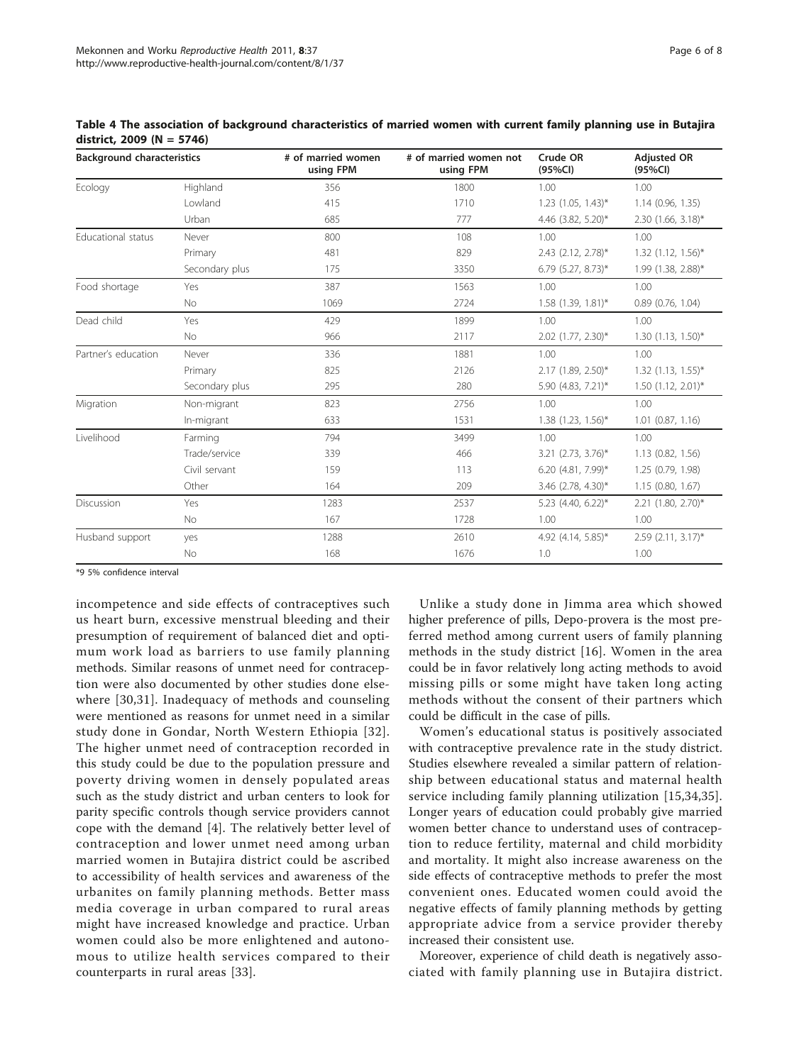**Table 4 The association of background characteristics of married women with current family planning use in Butajira district, 2009 (N = 5746)**

| Background characteristics | | # of married women using FPM | # of married women not using FPM | Crude OR (95%CI) | Adjusted OR (95%CI) |
|---|---|---|---|---|---|
| Ecology | Highland | 356 | 1800 | 1.00 | 1.00 |
| | Lowland | 415 | 1710 | 1.23 (1.05, 1.43)* | 1.14 (0.96, 1.35) |
| | Urban | 685 | 777 | 4.46 (3.82, 5.20)* | 2.30 (1.66, 3.18)* |
| Educational status | Never | 800 | 108 | 1.00 | 1.00 |
| | Primary | 481 | 829 | 2.43 (2.12, 2.78)* | 1.32 (1.12, 1.56)* |
| | Secondary plus | 175 | 3350 | 6.79 (5.27, 8.73)* | 1.99 (1.38, 2.88)* |
| Food shortage | Yes | 387 | 1563 | 1.00 | 1.00 |
| | No | 1069 | 2724 | 1.58 (1.39, 1.81)* | 0.89 (0.76, 1.04) |
| Dead child | Yes | 429 | 1899 | 1.00 | 1.00 |
| | No | 966 | 2117 | 2.02 (1.77, 2.30)* | 1.30 (1.13, 1.50)* |
| Partner's education | Never | 336 | 1881 | 1.00 | 1.00 |
| | Primary | 825 | 2126 | 2.17 (1.89, 2.50)* | 1.32 (1.13, 1.55)* |
| | Secondary plus | 295 | 280 | 5.90 (4.83, 7.21)* | 1.50 (1.12, 2.01)* |
| Migration | Non-migrant | 823 | 2756 | 1.00 | 1.00 |
| | In-migrant | 633 | 1531 | 1.38 (1.23, 1.56)* | 1.01 (0.87, 1.16) |
| Livelihood | Farming | 794 | 3499 | 1.00 | 1.00 |
| | Trade/service | 339 | 466 | 3.21 (2.73, 3.76)* | 1.13 (0.82, 1.56) |
| | Civil servant | 159 | 113 | 6.20 (4.81, 7.99)* | 1.25 (0.79, 1.98) |
| | Other | 164 | 209 | 3.46 (2.78, 4.30)* | 1.15 (0.80, 1.67) |
| Discussion | Yes | 1283 | 2537 | 5.23 (4.40, 6.22)* | 2.21 (1.80, 2.70)* |
| | No | 167 | 1728 | 1.00 | 1.00 |
| Husband support | yes | 1288 | 2610 | 4.92 (4.14, 5.85)* | 2.59 (2.11, 3.17)* |
| | No | 168 | 1676 | 1.0 | 1.00 |

*9 5% confidence interval

incompetence and side effects of contraceptives such us heart burn, excessive menstrual bleeding and their presumption of requirement of balanced diet and optimum work load as barriers to use family planning methods. Similar reasons of unmet need for contraception were also documented by other studies done elsewhere [30,31]. Inadequacy of methods and counseling were mentioned as reasons for unmet need in a similar study done in Gondar, North Western Ethiopia [32]. The higher unmet need of contraception recorded in this study could be due to the population pressure and poverty driving women in densely populated areas such as the study district and urban centers to look for parity specific controls though service providers cannot cope with the demand [4]. The relatively better level of contraception and lower unmet need among urban married women in Butajira district could be ascribed to accessibility of health services and awareness of the urbanites on family planning methods. Better mass media coverage in urban compared to rural areas might have increased knowledge and practice. Urban women could also be more enlightened and autonomous to utilize health services compared to their counterparts in rural areas [33].

Unlike a study done in Jimma area which showed higher preference of pills, Depo-provera is the most preferred method among current users of family planning methods in the study district [16]. Women in the area could be in favor relatively long acting methods to avoid missing pills or some might have taken long acting methods without the consent of their partners which could be difficult in the case of pills.

Women's educational status is positively associated with contraceptive prevalence rate in the study district. Studies elsewhere revealed a similar pattern of relationship between educational status and maternal health service including family planning utilization [15,34,35]. Longer years of education could probably give married women better chance to understand uses of contraception to reduce fertility, maternal and child morbidity and mortality. It might also increase awareness on the side effects of contraceptive methods to prefer the most convenient ones. Educated women could avoid the negative effects of family planning methods by getting appropriate advice from a service provider thereby increased their consistent use.

Moreover, experience of child death is negatively associated with family planning use in Butajira district.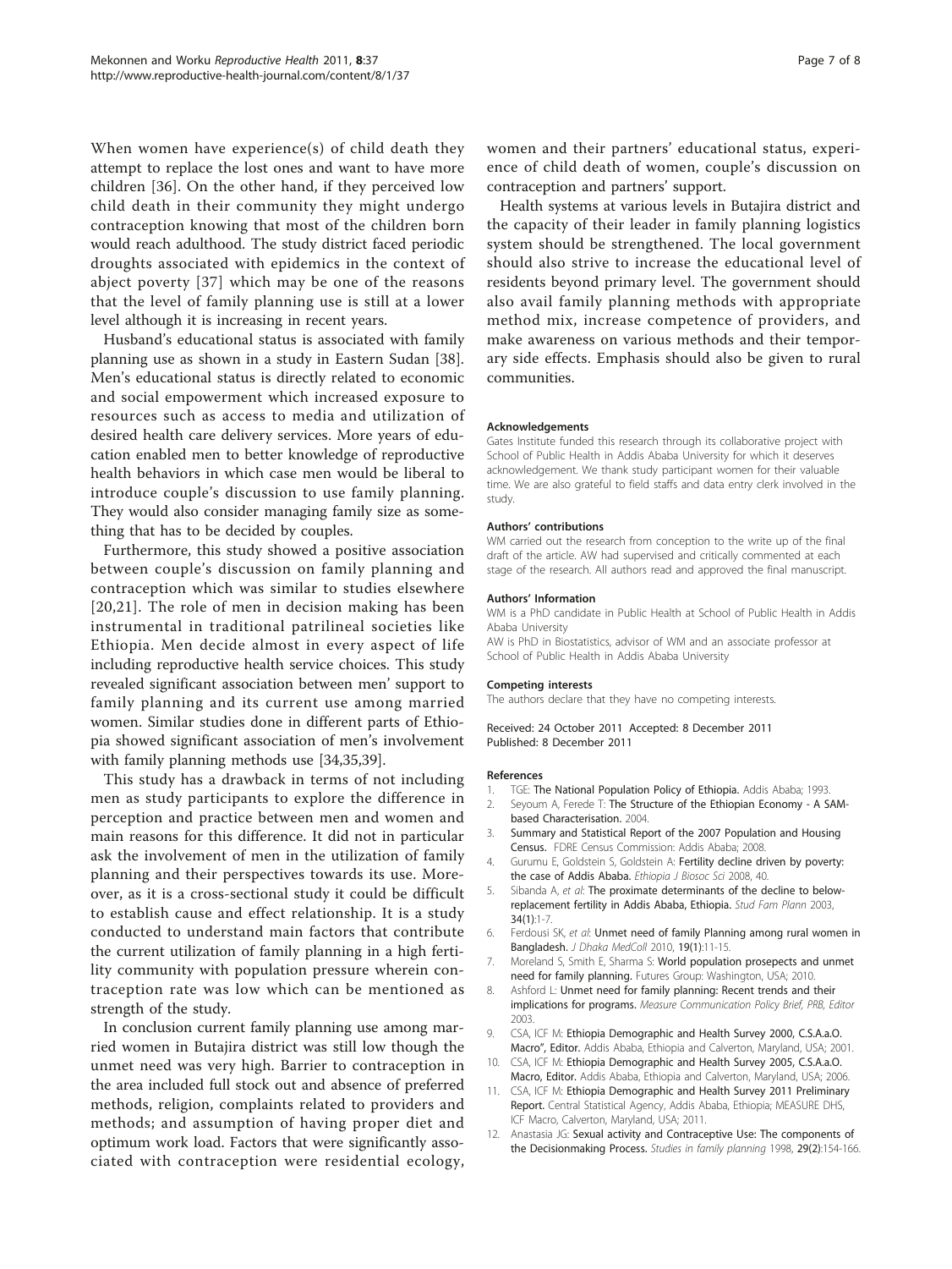When women have experience(s) of child death they attempt to replace the lost ones and want to have more children [36]. On the other hand, if they perceived low child death in their community they might undergo contraception knowing that most of the children born would reach adulthood. The study district faced periodic droughts associated with epidemics in the context of abject poverty [37] which may be one of the reasons that the level of family planning use is still at a lower level although it is increasing in recent years.

Husband's educational status is associated with family planning use as shown in a study in Eastern Sudan [38]. Men's educational status is directly related to economic and social empowerment which increased exposure to resources such as access to media and utilization of desired health care delivery services. More years of education enabled men to better knowledge of reproductive health behaviors in which case men would be liberal to introduce couple's discussion to use family planning. They would also consider managing family size as something that has to be decided by couples.

Furthermore, this study showed a positive association between couple's discussion on family planning and contraception which was similar to studies elsewhere [20,21]. The role of men in decision making has been instrumental in traditional patrilineal societies like Ethiopia. Men decide almost in every aspect of life including reproductive health service choices. This study revealed significant association between men' support to family planning and its current use among married women. Similar studies done in different parts of Ethiopia showed significant association of men's involvement with family planning methods use [34,35,39].

This study has a drawback in terms of not including men as study participants to explore the difference in perception and practice between men and women and main reasons for this difference. It did not in particular ask the involvement of men in the utilization of family planning and their perspectives towards its use. Moreover, as it is a cross-sectional study it could be difficult to establish cause and effect relationship. It is a study conducted to understand main factors that contribute the current utilization of family planning in a high fertility community with population pressure wherein contraception rate was low which can be mentioned as strength of the study.

In conclusion current family planning use among married women in Butajira district was still low though the unmet need was very high. Barrier to contraception in the area included full stock out and absence of preferred methods, religion, complaints related to providers and methods; and assumption of having proper diet and optimum work load. Factors that were significantly associated with contraception were residential ecology, women and their partners' educational status, experience of child death of women, couple's discussion on contraception and partners' support.

Health systems at various levels in Butajira district and the capacity of their leader in family planning logistics system should be strengthened. The local government should also strive to increase the educational level of residents beyond primary level. The government should also avail family planning methods with appropriate method mix, increase competence of providers, and make awareness on various methods and their temporary side effects. Emphasis should also be given to rural communities.

#### Acknowledgements

Gates Institute funded this research through its collaborative project with School of Public Health in Addis Ababa University for which it deserves acknowledgement. We thank study participant women for their valuable time. We are also grateful to field staffs and data entry clerk involved in the study.

#### Authors' contributions

WM carried out the research from conception to the write up of the final draft of the article. AW had supervised and critically commented at each stage of the research. All authors read and approved the final manuscript.

#### Authors' Information

WM is a PhD candidate in Public Health at School of Public Health in Addis Ababa University

AW is PhD in Biostatistics, advisor of WM and an associate professor at School of Public Health in Addis Ababa University

#### Competing interests

The authors declare that they have no competing interests.

Received: 24 October 2011 Accepted: 8 December 2011
Published: 8 December 2011

#### References

1. TGE: **The National Population Policy of Ethiopia.** Addis Ababa; 1993.
2. Seyoum A, Ferede T: **The Structure of the Ethiopian Economy - A SAM-based Characterisation.** 2004.
3. **Summary and Statistical Report of the 2007 Population and Housing Census.** FDRE Census Commission: Addis Ababa; 2008.
4. Gurumu E, Goldstein S, Goldstein A: **Fertility decline driven by poverty: the case of Addis Ababa.** *Ethiopia J Biosoc Sci* 2008, 40.
5. Sibanda A, *et al*: **The proximate determinants of the decline to below-replacement fertility in Addis Ababa, Ethiopia.** *Stud Fam Plann* 2003, **34(1)**:1-7.
6. Ferdousi SK, *et al*: **Unmet need of family Planning among rural women in Bangladesh.** *J Dhaka MedColl* 2010, **19(1)**:11-15.
7. Moreland S, Smith E, Sharma S: **World population prosepects and unmet need for family planning.** Futures Group: Washington, USA; 2010.
8. Ashford L: **Unmet need for family planning: Recent trends and their implications for programs.** *Measure Communication Policy Brief, PRB, Editor* 2003.
9. CSA, ICF M: **Ethiopia Demographic and Health Survey 2000, C.S.A.a.O. Macro", Editor.** Addis Ababa, Ethiopia and Calverton, Maryland, USA; 2001.
10. CSA, ICF M: **Ethiopia Demographic and Health Survey 2005, C.S.A.a.O. Macro, Editor.** Addis Ababa, Ethiopia and Calverton, Maryland, USA; 2006.
11. CSA, ICF M: **Ethiopia Demographic and Health Survey 2011 Preliminary Report.** Central Statistical Agency, Addis Ababa, Ethiopia; MEASURE DHS, ICF Macro, Calverton, Maryland, USA; 2011.
12. Anastasia JG: **Sexual activity and Contraceptive Use: The components of the Decisionmaking Process.** *Studies in family planning* 1998, **29(2)**:154-166.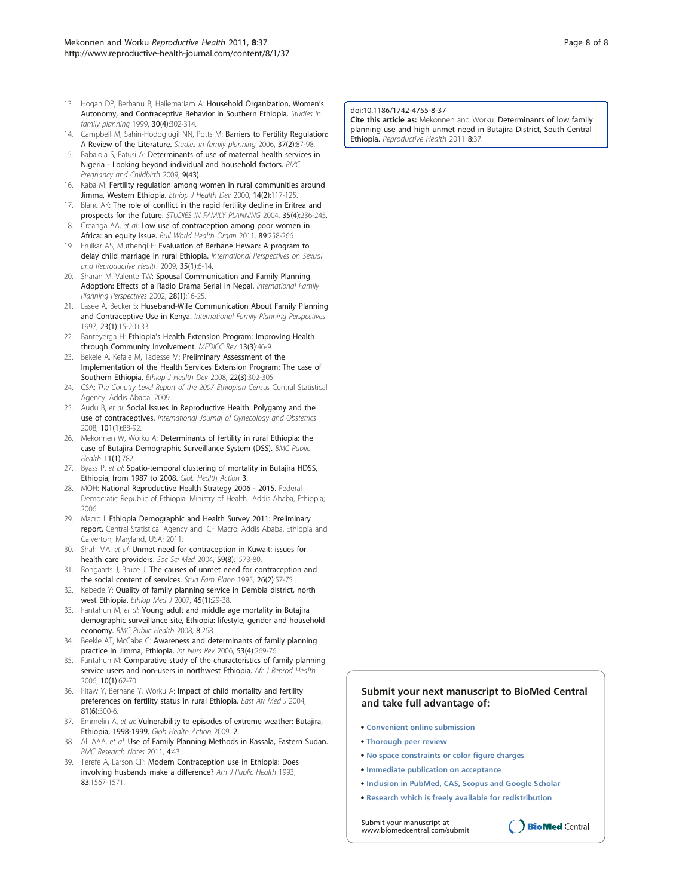13. Hogan DP, Berhanu B, Hailemariam A: **Household Organization, Women's Autonomy, and Contraceptive Behavior in Southern Ethiopia.** *Studies in family planning* 1999, **30(4)**:302-314.
14. Campbell M, Sahin-Hodoglugil NN, Potts M: **Barriers to Fertility Regulation: A Review of the Literature.** *Studies in family planning* 2006, **37(2)**:87-98.
15. Babalola S, Fatusi A: **Determinants of use of maternal health services in Nigeria - Looking beyond individual and household factors.** *BMC Pregnancy and Childbirth* 2009, **9(43)**.
16. Kaba M: **Fertility regulation among women in rural communities around Jimma, Western Ethiopia.** *Ethiop J Health Dev* 2000, **14(2)**:117-125.
17. Blanc AK: **The role of conflict in the rapid fertility decline in Eritrea and prospects for the future.** *STUDIES IN FAMILY PLANNING* 2004, **35(4)**:236-245.
18. Creanga AA, *et al*: **Low use of contraception among poor women in Africa: an equity issue.** *Bull World Health Organ* 2011, **89**:258-266.
19. Erulkar AS, Muthengi E: **Evaluation of Berhane Hewan: A program to delay child marriage in rural Ethiopia.** *International Perspectives on Sexual and Reproductive Health* 2009, **35(1)**:6-14.
20. Sharan M, Valente TW: **Spousal Communication and Family Planning Adoption: Effects of a Radio Drama Serial in Nepal.** *International Family Planning Perspectives* 2002, **28(1)**:16-25.
21. Lasee A, Becker S: **Huseband-Wife Communication About Family Planning and Contraceptive Use in Kenya.** *International Family Planning Perspectives* 1997, **23(1)**:15-20+33.
22. Banteyerga H: **Ethiopia's Health Extension Program: Improving Health through Community Involvement.** *MEDICC Rev* 13(3):46-9.
23. Bekele A, Kefale M, Tadesse M: **Preliminary Assessment of the Implementation of the Health Services Extension Program: The case of Southern Ethiopia.** *Ethiop J Health Dev* 2008, **22(3)**:302-305.
24. CSA: *The Conutry Level Report of the 2007 Ethiopian Census* Central Statistical Agency: Addis Ababa; 2009.
25. Audu B, *et al*: **Social Issues in Reproductive Health: Polygamy and the use of contraceptives.** *International Journal of Gynecology and Obstetrics* 2008, **101(1)**:88-92.
26. Mekonnen W, Worku A: **Determinants of fertility in rural Ethiopia: the case of Butajira Demographic Surveillance System (DSS).** *BMC Public Health* 11(1):782.
27. Byass P, *et al*: **Spatio-temporal clustering of mortality in Butajira HDSS, Ethiopia, from 1987 to 2008.** *Glob Health Action* 3.
28. MOH: **National Reproductive Health Strategy 2006 - 2015.** Federal Democratic Republic of Ethiopia, Ministry of Health.: Addis Ababa, Ethiopia; 2006.
29. Macro I: **Ethiopia Demographic and Health Survey 2011: Preliminary report.** Central Statistical Agency and ICF Macro: Addis Ababa, Ethiopia and Calverton, Maryland, USA; 2011.
30. Shah MA, *et al*: **Unmet need for contraception in Kuwait: issues for health care providers.** *Soc Sci Med* 2004, **59(8)**:1573-80.
31. Bongaarts J, Bruce J: **The causes of unmet need for contraception and the social content of services.** *Stud Fam Plann* 1995, **26(2)**:57-75.
32. Kebede Y: **Quality of family planning service in Dembia district, north west Ethiopia.** *Ethiop Med J* 2007, **45(1)**:29-38.
33. Fantahun M, *et al*: **Young adult and middle age mortality in Butajira demographic surveillance site, Ethiopia: lifestyle, gender and household economy.** *BMC Public Health* 2008, **8**:268.
34. Beekle AT, McCabe C: **Awareness and determinants of family planning practice in Jimma, Ethiopia.** *Int Nurs Rev* 2006, **53(4)**:269-76.
35. Fantahun M: **Comparative study of the characteristics of family planning service users and non-users in northwest Ethiopia.** *Afr J Reprod Health* 2006, **10(1)**:62-70.
36. Fitaw Y, Berhane Y, Worku A: **Impact of child mortality and fertility preferences on fertility status in rural Ethiopia.** *East Afr Med J* 2004, **81(6)**:300-6.
37. Emmelin A, *et al*: **Vulnerability to episodes of extreme weather: Butajira, Ethiopia, 1998-1999.** *Glob Health Action* 2009, **2**.
38. Ali AAA, *et al*: **Use of Family Planning Methods in Kassala, Eastern Sudan.** *BMC Research Notes* 2011, **4**:43.
39. Terefe A, Larson CP: **Modern Contraception use in Ethiopia: Does involving husbands make a difference?** *Am J Public Health* 1993, **83**:1567-1571.

doi:10.1186/1742-4755-8-37

**Cite this article as:** Mekonnen and Worku: Determinants of low family planning use and high unmet need in Butajira District, South Central Ethiopia. *Reproductive Health* 2011 **8**:37.

**Submit your next manuscript to BioMed Central and take full advantage of:**

- **Convenient online submission**
- **Thorough peer review**
- **No space constraints or color figure charges**
- **Immediate publication on acceptance**
- **Inclusion in PubMed, CAS, Scopus and Google Scholar**
- **Research which is freely available for redistribution**

Submit your manuscript at www.biomedcentral.com/submit

BioMed Central